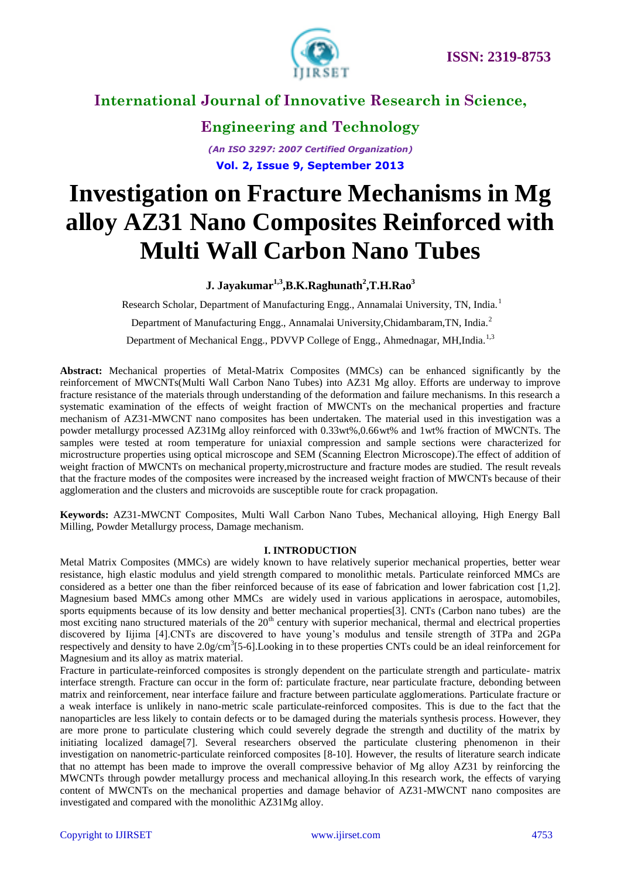# Investigation on Fracture Mechanisms in Mg alloy AZ31 Nano Composites Reinforced with Multi Wall Carbon Nano Tubes

**J. Jayakumar[1,3], B.K.Raghunath[2], T.H.Rao[3]**

Research Scholar, Department of Manufacturing Engg., Annamalai University, TN, India.[1]

Department of Manufacturing Engg., Annamalai University,Chidambaram,TN, India.[2]

Department of Mechanical Engg., PDVVP College of Engg., Ahmednagar, MH,India.[1,3]

**Abstract:** Mechanical properties of Metal-Matrix Composites (MMCs) can be enhanced significantly by the reinforcement of MWCNTs(Multi Wall Carbon Nano Tubes) into AZ31 Mg alloy. Efforts are underway to improve fracture resistance of the materials through understanding of the deformation and failure mechanisms. In this research a systematic examination of the effects of weight fraction of MWCNTs on the mechanical properties and fracture mechanism of AZ31-MWCNT nano composites has been undertaken. The material used in this investigation was a powder metallurgy processed AZ31Mg alloy reinforced with 0.33wt%,0.66wt% and 1wt% fraction of MWCNTs. The samples were tested at room temperature for uniaxial compression and sample sections were characterized for microstructure properties using optical microscope and SEM (Scanning Electron Microscope).The effect of addition of weight fraction of MWCNTs on mechanical property,microstructure and fracture modes are studied. The result reveals that the fracture modes of the composites were increased by the increased weight fraction of MWCNTs because of their agglomeration and the clusters and microvoids are susceptible route for crack propagation.

**Keywords:** AZ31-MWCNT Composites, Multi Wall Carbon Nano Tubes, Mechanical alloying, High Energy Ball Milling, Powder Metallurgy process, Damage mechanism.

## I. INTRODUCTION

Metal Matrix Composites (MMCs) are widely known to have relatively superior mechanical properties, better wear resistance, high elastic modulus and yield strength compared to monolithic metals. Particulate reinforced MMCs are considered as a better one than the fiber reinforced because of its ease of fabrication and lower fabrication cost [1,2]. Magnesium based MMCs among other MMCs are widely used in various applications in aerospace, automobiles, sports equipments because of its low density and better mechanical properties[3]. CNTs (Carbon nano tubes) are the most exciting nano structured materials of the $20^{th}$ century with superior mechanical, thermal and electrical properties discovered by Iijima [4].CNTs are discovered to have young's modulus and tensile strength of 3TPa and 2GPa respectively and density to have $2.0g/cm^3$[5-6].Looking in to these properties CNTs could be an ideal reinforcement for Magnesium and its alloy as matrix material.

Fracture in particulate-reinforced composites is strongly dependent on the particulate strength and particulate- matrix interface strength. Fracture can occur in the form of: particulate fracture, near particulate fracture, debonding between matrix and reinforcement, near interface failure and fracture between particulate agglomerations. Particulate fracture or a weak interface is unlikely in nano-metric scale particulate-reinforced composites. This is due to the fact that the nanoparticles are less likely to contain defects or to be damaged during the materials synthesis process. However, they are more prone to particulate clustering which could severely degrade the strength and ductility of the matrix by initiating localized damage[7]. Several researchers observed the particulate clustering phenomenon in their investigation on nanometric-particulate reinforced composites [8-10]. However, the results of literature search indicate that no attempt has been made to improve the overall compressive behavior of Mg alloy AZ31 by reinforcing the MWCNTs through powder metallurgy process and mechanical alloying.In this research work, the effects of varying content of MWCNTs on the mechanical properties and damage behavior of AZ31-MWCNT nano composites are investigated and compared with the monolithic AZ31Mg alloy.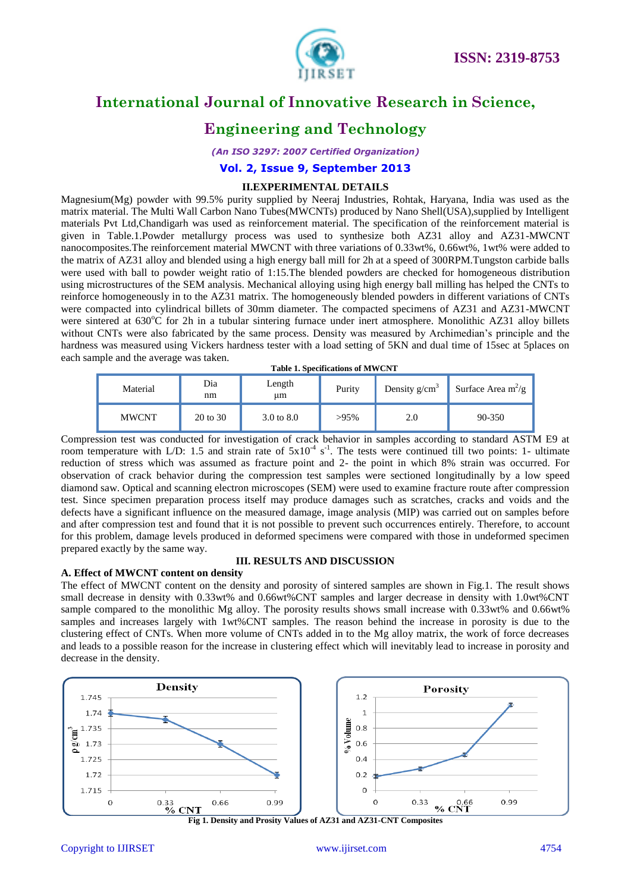## II.EXPERIMENTAL DETAILS

Magnesium(Mg) powder with 99.5% purity supplied by Neeraj Industries, Rohtak, Haryana, India was used as the matrix material. The Multi Wall Carbon Nano Tubes(MWCNTs) produced by Nano Shell(USA),supplied by Intelligent materials Pvt Ltd,Chandigarh was used as reinforcement material. The specification of the reinforcement material is given in Table.1.Powder metallurgy process was used to synthesize both AZ31 alloy and AZ31-MWCNT nanocomposites.The reinforcement material MWCNT with three variations of 0.33wt%, 0.66wt%, 1wt% were added to the matrix of AZ31 alloy and blended using a high energy ball mill for 2h at a speed of 300RPM.Tungston carbide balls were used with ball to powder weight ratio of 1:15.The blended powders are checked for homogeneous distribution using microstructures of the SEM analysis. Mechanical alloying using high energy ball milling has helped the CNTs to reinforce homogeneously in to the AZ31 matrix. The homogeneously blended powders in different variations of CNTs were compacted into cylindrical billets of 30mm diameter. The compacted specimens of AZ31 and AZ31-MWCNT were sintered at 630$^{o}$C for 2h in a tubular sintering furnace under inert atmosphere. Monolithic AZ31 alloy billets without CNTs were also fabricated by the same process. Density was measured by Archimedian's principle and the hardness was measured using Vickers hardness tester with a load setting of 5KN and dual time of 15sec at 5places on each sample and the average was taken.

**Table 1. Specifications of MWCNT**

| Material | Dia nm | Length µm | Purity | Density g/cm$^3$ | Surface Area m$^2$/g |
|---|---|---|---|---|---|
| MWCNT | 20 to 30 | 3.0 to 8.0 | >95% | 2.0 | 90-350 |

Compression test was conducted for investigation of crack behavior in samples according to standard ASTM E9 at room temperature with L/D: 1.5 and strain rate of $5x10^{-4}$ s$^{-1}$. The tests were continued till two points: 1- ultimate reduction of stress which was assumed as fracture point and 2- the point in which 8% strain was occurred. For observation of crack behavior during the compression test samples were sectioned longitudinally by a low speed diamond saw. Optical and scanning electron microscopes (SEM) were used to examine fracture route after compression test. Since specimen preparation process itself may produce damages such as scratches, cracks and voids and the defects have a significant influence on the measured damage, image analysis (MIP) was carried out on samples before and after compression test and found that it is not possible to prevent such occurrences entirely. Therefore, to account for this problem, damage levels produced in deformed specimens were compared with those in undeformed specimen prepared exactly by the same way.

## III. RESULTS AND DISCUSSION

### A. Effect of MWCNT content on density

The effect of MWCNT content on the density and porosity of sintered samples are shown in Fig.1. The result shows small decrease in density with 0.33wt% and 0.66wt%CNT samples and larger decrease in density with 1.0wt%CNT sample compared to the monolithic Mg alloy. The porosity results shows small increase with 0.33wt% and 0.66wt% samples and increases largely with 1wt%CNT samples. The reason behind the increase in porosity is due to the clustering effect of CNTs. When more volume of CNTs added in to the Mg alloy matrix, the work of force decreases and leads to a possible reason for the increase in clustering effect which will inevitably lead to increase in porosity and decrease in the density.

Fig 1. Density and Prosity Values of AZ31 and AZ31-CNT Composites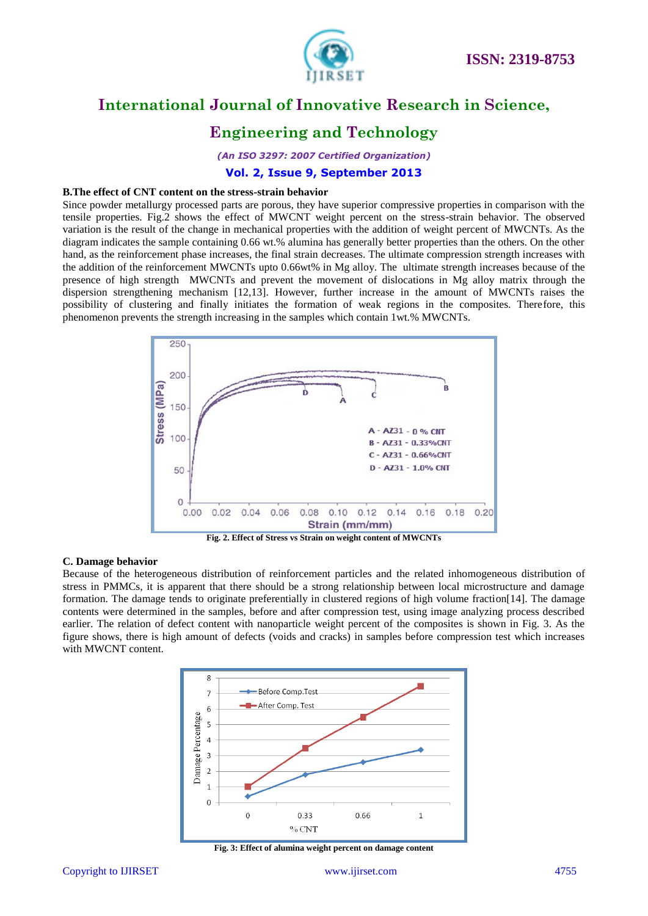### B.The effect of CNT content on the stress-strain behavior

Since powder metallurgy processed parts are porous, they have superior compressive properties in comparison with the tensile properties. Fig.2 shows the effect of MWCNT weight percent on the stress-strain behavior. The observed variation is the result of the change in mechanical properties with the addition of weight percent of MWCNTs. As the diagram indicates the sample containing 0.66 wt.% alumina has generally better properties than the others. On the other hand, as the reinforcement phase increases, the final strain decreases. The ultimate compression strength increases with the addition of the reinforcement MWCNTs upto 0.66wt% in Mg alloy. The ultimate strength increases because of the presence of high strength MWCNTs and prevent the movement of dislocations in Mg alloy matrix through the dispersion strengthening mechanism [12,13]. However, further increase in the amount of MWCNTs raises the possibility of clustering and finally initiates the formation of weak regions in the composites. Therefore, this phenomenon prevents the strength increasing in the samples which contain 1wt.% MWCNTs.

**Fig. 2. Effect of Stress vs Strain on weight content of MWCNTs**

### C. Damage behavior

Because of the heterogeneous distribution of reinforcement particles and the related inhomogeneous distribution of stress in PMMCs, it is apparent that there should be a strong relationship between local microstructure and damage formation. The damage tends to originate preferentially in clustered regions of high volume fraction[14]. The damage contents were determined in the samples, before and after compression test, using image analyzing process described earlier. The relation of defect content with nanoparticle weight percent of the composites is shown in Fig. 3. As the figure shows, there is high amount of defects (voids and cracks) in samples before compression test which increases with MWCNT content.

**Fig. 3: Effect of alumina weight percent on damage content**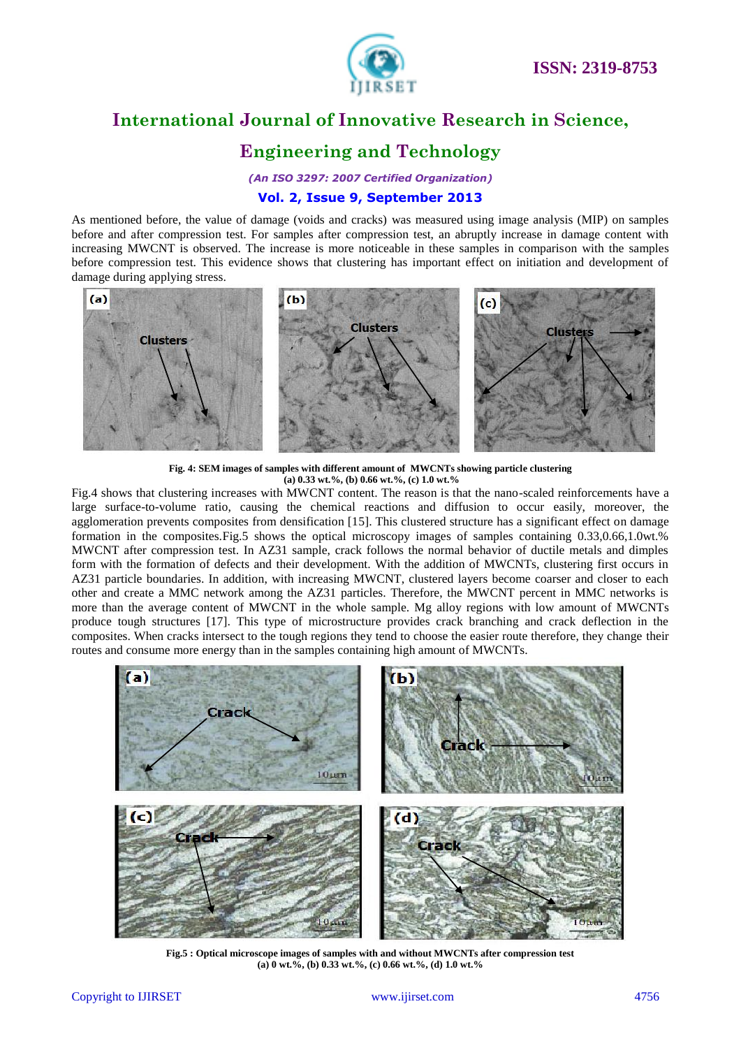As mentioned before, the value of damage (voids and cracks) was measured using image analysis (MIP) on samples before and after compression test. For samples after compression test, an abruptly increase in damage content with increasing MWCNT is observed. The increase is more noticeable in these samples in comparison with the samples before compression test. This evidence shows that clustering has important effect on initiation and development of damage during applying stress.

**Fig. 4: SEM images of samples with different amount of MWCNTs showing particle clustering (a) 0.33 wt.%, (b) 0.66 wt.%, (c) 1.0 wt.%**

Fig.4 shows that clustering increases with MWCNT content. The reason is that the nano-scaled reinforcements have a large surface-to-volume ratio, causing the chemical reactions and diffusion to occur easily, moreover, the agglomeration prevents composites from densification [15]. This clustered structure has a significant effect on damage formation in the composites.Fig.5 shows the optical microscopy images of samples containing 0.33,0.66,1.0wt.% MWCNT after compression test. In AZ31 sample, crack follows the normal behavior of ductile metals and dimples form with the formation of defects and their development. With the addition of MWCNTs, clustering first occurs in AZ31 particle boundaries. In addition, with increasing MWCNT, clustered layers become coarser and closer to each other and create a MMC network among the AZ31 particles. Therefore, the MWCNT percent in MMC networks is more than the average content of MWCNT in the whole sample. Mg alloy regions with low amount of MWCNTs produce tough structures [17]. This type of microstructure provides crack branching and crack deflection in the composites. When cracks intersect to the tough regions they tend to choose the easier route therefore, they change their routes and consume more energy than in the samples containing high amount of MWCNTs.

**Fig.5 : Optical microscope images of samples with and without MWCNTs after compression test (a) 0 wt.%, (b) 0.33 wt.%, (c) 0.66 wt.%, (d) 1.0 wt.%**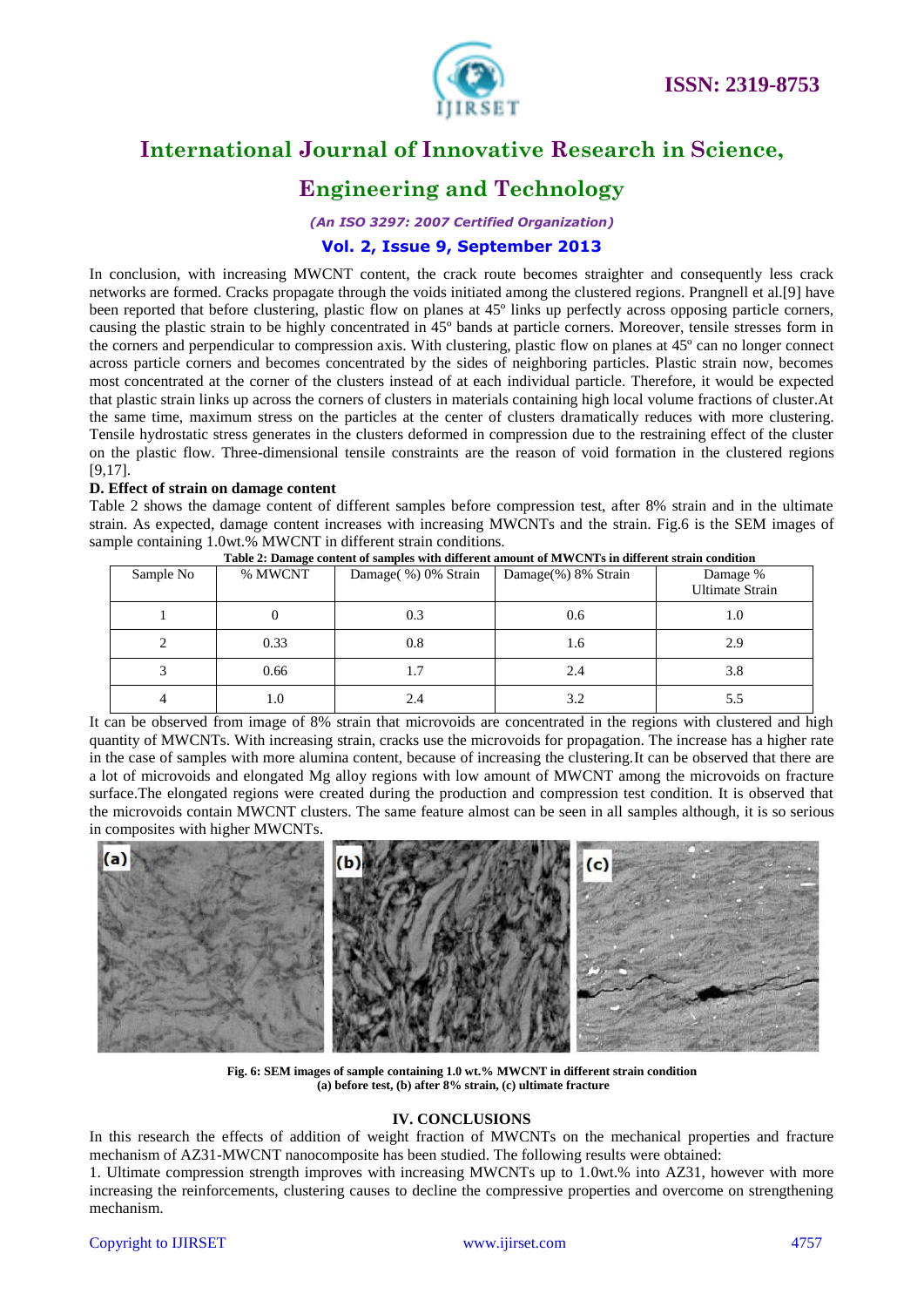In conclusion, with increasing MWCNT content, the crack route becomes straighter and consequently less crack networks are formed. Cracks propagate through the voids initiated among the clustered regions. Prangnell et al.[9] have been reported that before clustering, plastic flow on planes at 45º links up perfectly across opposing particle corners, causing the plastic strain to be highly concentrated in 45º bands at particle corners. Moreover, tensile stresses form in the corners and perpendicular to compression axis. With clustering, plastic flow on planes at 45º can no longer connect across particle corners and becomes concentrated by the sides of neighboring particles. Plastic strain now, becomes most concentrated at the corner of the clusters instead of at each individual particle. Therefore, it would be expected that plastic strain links up across the corners of clusters in materials containing high local volume fractions of cluster.At the same time, maximum stress on the particles at the center of clusters dramatically reduces with more clustering. Tensile hydrostatic stress generates in the clusters deformed in compression due to the restraining effect of the cluster on the plastic flow. Three-dimensional tensile constraints are the reason of void formation in the clustered regions [9,17].

### D. Effect of strain on damage content

Table 2 shows the damage content of different samples before compression test, after 8% strain and in the ultimate strain. As expected, damage content increases with increasing MWCNTs and the strain. Fig.6 is the SEM images of sample containing 1.0wt.% MWCNT in different strain conditions.

**Table 2: Damage content of samples with different amount of MWCNTs in different strain condition**

| Sample No | % MWCNT | Damage( %) 0% Strain | Damage(%) 8% Strain | Damage % Ultimate Strain |
|---|---|---|---|---|
| 1 | 0 | 0.3 | 0.6 | 1.0 |
| 2 | 0.33 | 0.8 | 1.6 | 2.9 |
| 3 | 0.66 | 1.7 | 2.4 | 3.8 |
| 4 | 1.0 | 2.4 | 3.2 | 5.5 |

It can be observed from image of 8% strain that microvoids are concentrated in the regions with clustered and high quantity of MWCNTs. With increasing strain, cracks use the microvoids for propagation. The increase has a higher rate in the case of samples with more alumina content, because of increasing the clustering.It can be observed that there are a lot of microvoids and elongated Mg alloy regions with low amount of MWCNT among the microvoids on fracture surface.The elongated regions were created during the production and compression test condition. It is observed that the microvoids contain MWCNT clusters. The same feature almost can be seen in all samples although, it is so serious in composites with higher MWCNTs.

**Fig. 6: SEM images of sample containing 1.0 wt.% MWCNT in different strain condition (a) before test, (b) after 8% strain, (c) ultimate fracture**

## IV. CONCLUSIONS

In this research the effects of addition of weight fraction of MWCNTs on the mechanical properties and fracture mechanism of AZ31-MWCNT nanocomposite has been studied. The following results were obtained:

1. Ultimate compression strength improves with increasing MWCNTs up to 1.0wt.% into AZ31, however with more increasing the reinforcements, clustering causes to decline the compressive properties and overcome on strengthening mechanism.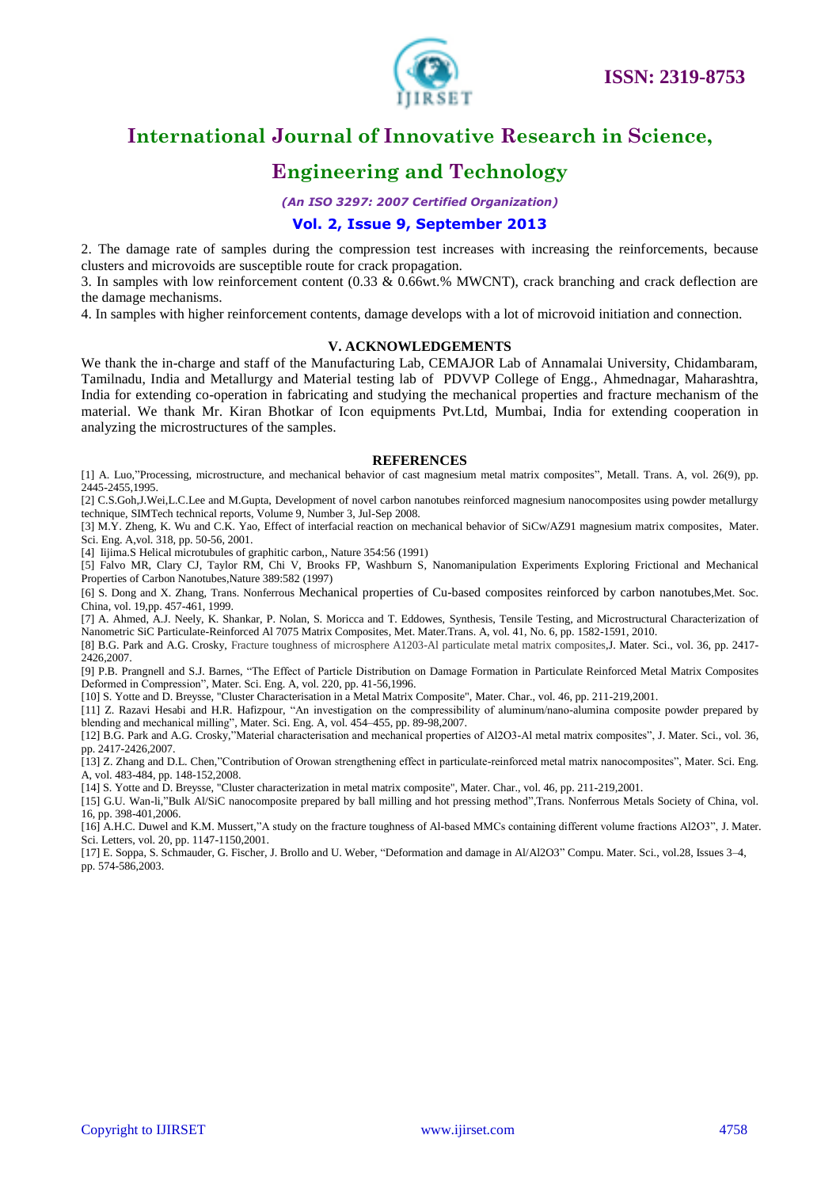2. The damage rate of samples during the compression test increases with increasing the reinforcements, because clusters and microvoids are susceptible route for crack propagation.
3. In samples with low reinforcement content (0.33 & 0.66wt.% MWCNT), crack branching and crack deflection are the damage mechanisms.
4. In samples with higher reinforcement contents, damage develops with a lot of microvoid initiation and connection.

## V. ACKNOWLEDGEMENTS

We thank the in-charge and staff of the Manufacturing Lab, CEMAJOR Lab of Annamalai University, Chidambaram, Tamilnadu, India and Metallurgy and Material testing lab of PDVVP College of Engg., Ahmednagar, Maharashtra, India for extending co-operation in fabricating and studying the mechanical properties and fracture mechanism of the material. We thank Mr. Kiran Bhotkar of Icon equipments Pvt.Ltd, Mumbai, India for extending cooperation in analyzing the microstructures of the samples.

## REFERENCES

[1] A. Luo,"Processing, microstructure, and mechanical behavior of cast magnesium metal matrix composites", Metall. Trans. A, vol. 26(9), pp. 2445-2455,1995.

[2] C.S.Goh,J.Wei,L.C.Lee and M.Gupta, Development of novel carbon nanotubes reinforced magnesium nanocomposites using powder metallurgy technique, SIMTech technical reports, Volume 9, Number 3, Jul-Sep 2008.

[3] M.Y. Zheng, K. Wu and C.K. Yao, Effect of interfacial reaction on mechanical behavior of SiCw/AZ91 magnesium matrix composites, Mater. Sci. Eng. A,vol. 318, pp. 50-56, 2001.

[4] Iijima.S Helical microtubules of graphitic carbon,, Nature 354:56 (1991)

[5] Falvo MR, Clary CJ, Taylor RM, Chi V, Brooks FP, Washburn S, Nanomanipulation Experiments Exploring Frictional and Mechanical Properties of Carbon Nanotubes,Nature 389:582 (1997)

[6] S. Dong and X. Zhang, Trans. Nonferrous Mechanical properties of Cu-based composites reinforced by carbon nanotubes,Met. Soc. China, vol. 19,pp. 457-461, 1999.

[7] A. Ahmed, A.J. Neely, K. Shankar, P. Nolan, S. Moricca and T. Eddowes, Synthesis, Tensile Testing, and Microstructural Characterization of Nanometric SiC Particulate-Reinforced Al 7075 Matrix Composites, Met. Mater.Trans. A, vol. 41, No. 6, pp. 1582-1591, 2010.

[8] B.G. Park and A.G. Crosky, Fracture toughness of microsphere A1203-Al particulate metal matrix composites,J. Mater. Sci., vol. 36, pp. 2417-2426,2007.

[9] P.B. Prangnell and S.J. Barnes, "The Effect of Particle Distribution on Damage Formation in Particulate Reinforced Metal Matrix Composites Deformed in Compression", Mater. Sci. Eng. A, vol. 220, pp. 41-56,1996.

[10] S. Yotte and D. Breysse, "Cluster Characterisation in a Metal Matrix Composite", Mater. Char., vol. 46, pp. 211-219,2001.

[11] Z. Razavi Hesabi and H.R. Hafizpour, "An investigation on the compressibility of aluminum/nano-alumina composite powder prepared by blending and mechanical milling", Mater. Sci. Eng. A, vol. 454–455, pp. 89-98,2007.

[12] B.G. Park and A.G. Crosky,"Material characterisation and mechanical properties of Al2O3-Al metal matrix composites", J. Mater. Sci., vol. 36, pp. 2417-2426,2007.

[13] Z. Zhang and D.L. Chen,"Contribution of Orowan strengthening effect in particulate-reinforced metal matrix nanocomposites", Mater. Sci. Eng. A, vol. 483-484, pp. 148-152,2008.

[14] S. Yotte and D. Breysse, "Cluster characterization in metal matrix composite", Mater. Char., vol. 46, pp. 211-219,2001.

[15] G.U. Wan-li,"Bulk Al/SiC nanocomposite prepared by ball milling and hot pressing method",Trans. Nonferrous Metals Society of China, vol. 16, pp. 398-401,2006.

[16] A.H.C. Duwel and K.M. Mussert,"A study on the fracture toughness of Al-based MMCs containing different volume fractions Al2O3", J. Mater. Sci. Letters, vol. 20, pp. 1147-1150,2001.

[17] E. Soppa, S. Schmauder, G. Fischer, J. Brollo and U. Weber, "Deformation and damage in Al/Al2O3" Compu. Mater. Sci., vol.28, Issues 3–4, pp. 574-586,2003.